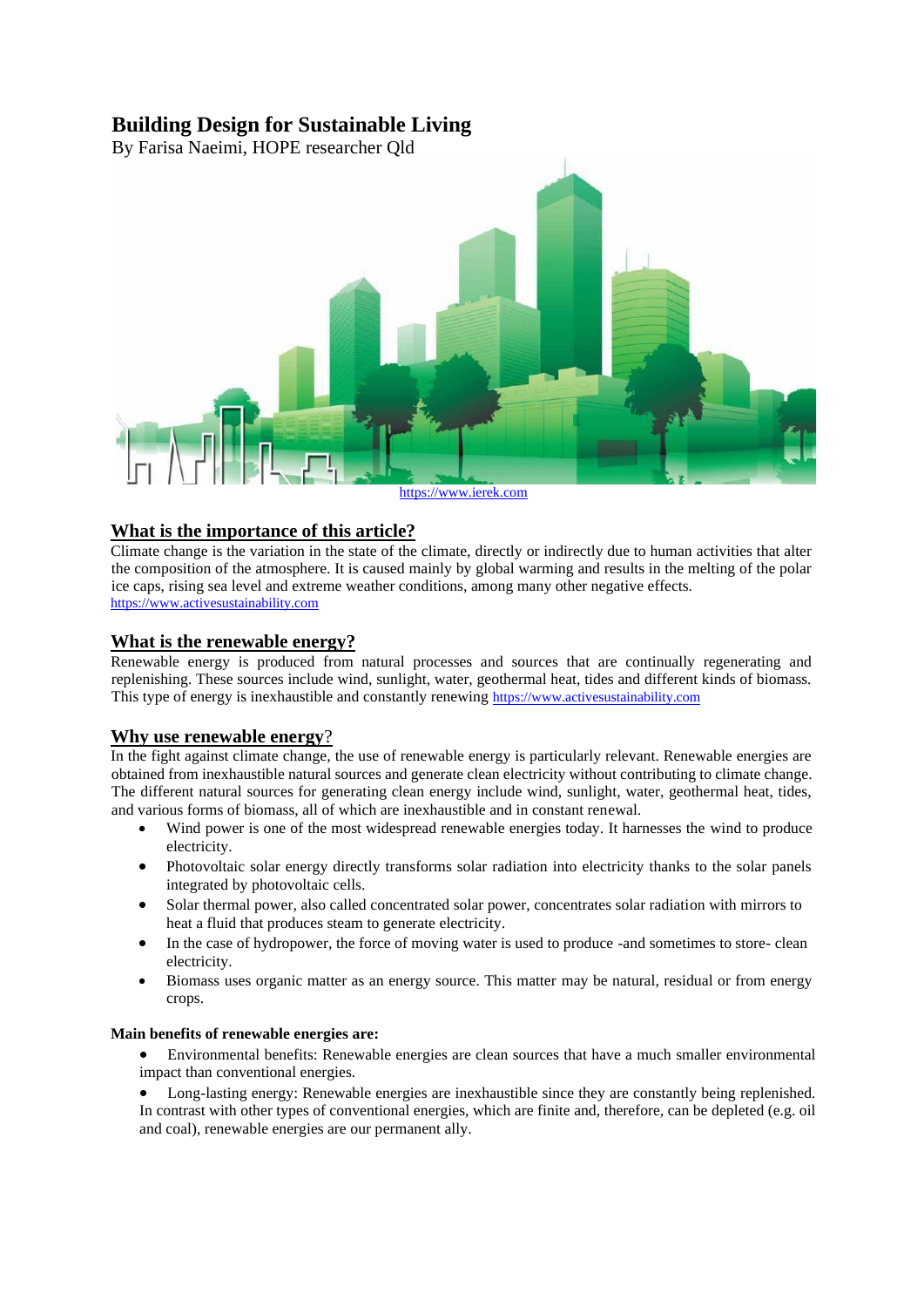# Building Design for Sustainable Living

By Farisa Naeimi, HOPE researcher Qld

https://www.ierek.com

## What is the importance of this article?

Climate change is the variation in the state of the climate, directly or indirectly due to human activities that alter the composition of the atmosphere. It is caused mainly by global warming and results in the melting of the polar ice caps, rising sea level and extreme weather conditions, among many other negative effects.
https://www.activesustainability.com

## What is the renewable energy?

Renewable energy is produced from natural processes and sources that are continually regenerating and replenishing. These sources include wind, sunlight, water, geothermal heat, tides and different kinds of biomass. This type of energy is inexhaustible and constantly renewing https://www.activesustainability.com

## Why use renewable energy?

In the fight against climate change, the use of renewable energy is particularly relevant. Renewable energies are obtained from inexhaustible natural sources and generate clean electricity without contributing to climate change. The different natural sources for generating clean energy include wind, sunlight, water, geothermal heat, tides, and various forms of biomass, all of which are inexhaustible and in constant renewal.

- Wind power is one of the most widespread renewable energies today. It harnesses the wind to produce electricity.
- Photovoltaic solar energy directly transforms solar radiation into electricity thanks to the solar panels integrated by photovoltaic cells.
- Solar thermal power, also called concentrated solar power, concentrates solar radiation with mirrors to heat a fluid that produces steam to generate electricity.
- In the case of hydropower, the force of moving water is used to produce -and sometimes to store- clean electricity.
- Biomass uses organic matter as an energy source. This matter may be natural, residual or from energy crops.

**Main benefits of renewable energies are:**

- Environmental benefits: Renewable energies are clean sources that have a much smaller environmental impact than conventional energies.
- Long-lasting energy: Renewable energies are inexhaustible since they are constantly being replenished. In contrast with other types of conventional energies, which are finite and, therefore, can be depleted (e.g. oil and coal), renewable energies are our permanent ally.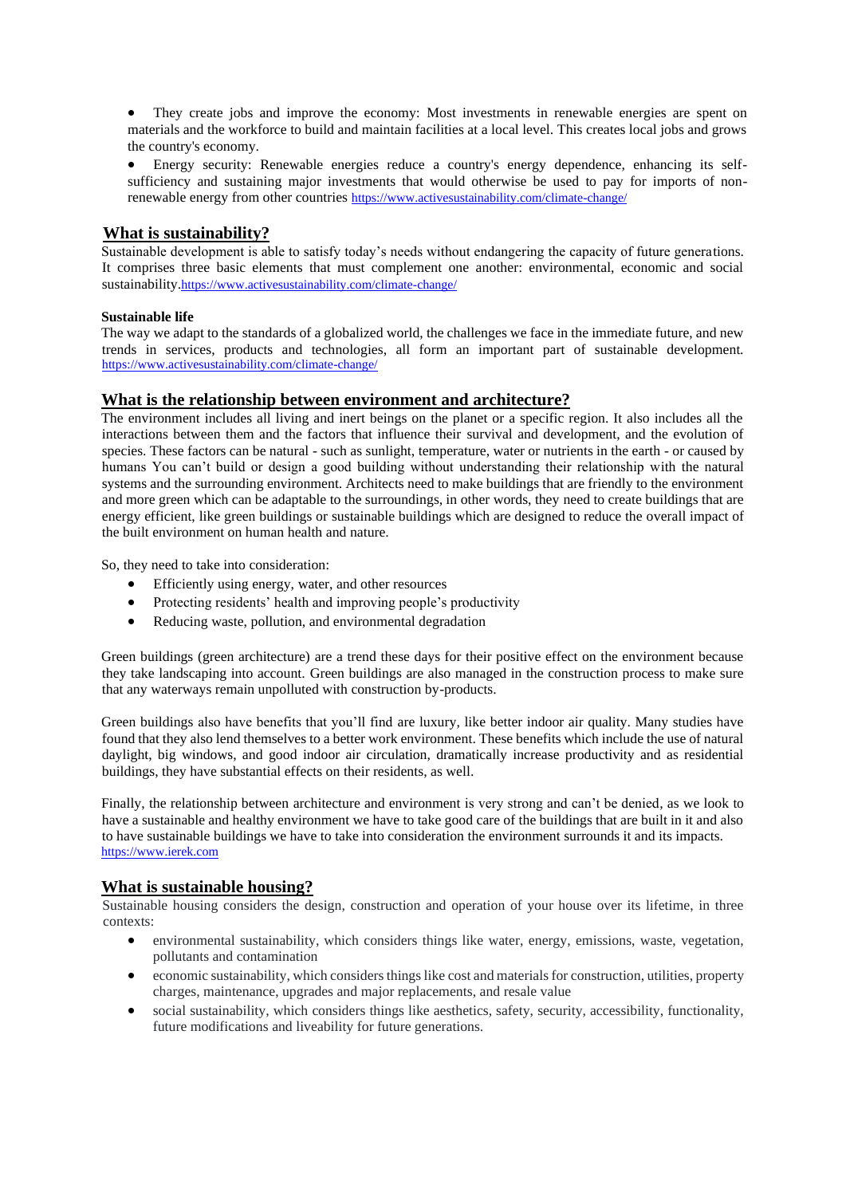- They create jobs and improve the economy: Most investments in renewable energies are spent on materials and the workforce to build and maintain facilities at a local level. This creates local jobs and grows the country's economy.
- Energy security: Renewable energies reduce a country's energy dependence, enhancing its self-sufficiency and sustaining major investments that would otherwise be used to pay for imports of non-renewable energy from other countries https://www.activesustainability.com/climate-change/

## What is sustainability?

Sustainable development is able to satisfy today's needs without endangering the capacity of future generations. It comprises three basic elements that must complement one another: environmental, economic and social sustainability.https://www.activesustainability.com/climate-change/

**Sustainable life**

The way we adapt to the standards of a globalized world, the challenges we face in the immediate future, and new trends in services, products and technologies, all form an important part of sustainable development. https://www.activesustainability.com/climate-change/

## What is the relationship between environment and architecture?

The environment includes all living and inert beings on the planet or a specific region. It also includes all the interactions between them and the factors that influence their survival and development, and the evolution of species. These factors can be natural - such as sunlight, temperature, water or nutrients in the earth - or caused by humans You can't build or design a good building without understanding their relationship with the natural systems and the surrounding environment. Architects need to make buildings that are friendly to the environment and more green which can be adaptable to the surroundings, in other words, they need to create buildings that are energy efficient, like green buildings or sustainable buildings which are designed to reduce the overall impact of the built environment on human health and nature.

So, they need to take into consideration:

- Efficiently using energy, water, and other resources
- Protecting residents' health and improving people's productivity
- Reducing waste, pollution, and environmental degradation

Green buildings (green architecture) are a trend these days for their positive effect on the environment because they take landscaping into account. Green buildings are also managed in the construction process to make sure that any waterways remain unpolluted with construction by-products.

Green buildings also have benefits that you'll find are luxury, like better indoor air quality. Many studies have found that they also lend themselves to a better work environment. These benefits which include the use of natural daylight, big windows, and good indoor air circulation, dramatically increase productivity and as residential buildings, they have substantial effects on their residents, as well.

Finally, the relationship between architecture and environment is very strong and can't be denied, as we look to have a sustainable and healthy environment we have to take good care of the buildings that are built in it and also to have sustainable buildings we have to take into consideration the environment surrounds it and its impacts. https://www.ierek.com

## What is sustainable housing?

Sustainable housing considers the design, construction and operation of your house over its lifetime, in three contexts:

- environmental sustainability, which considers things like water, energy, emissions, waste, vegetation, pollutants and contamination
- economic sustainability, which considers things like cost and materials for construction, utilities, property charges, maintenance, upgrades and major replacements, and resale value
- social sustainability, which considers things like aesthetics, safety, security, accessibility, functionality, future modifications and liveability for future generations.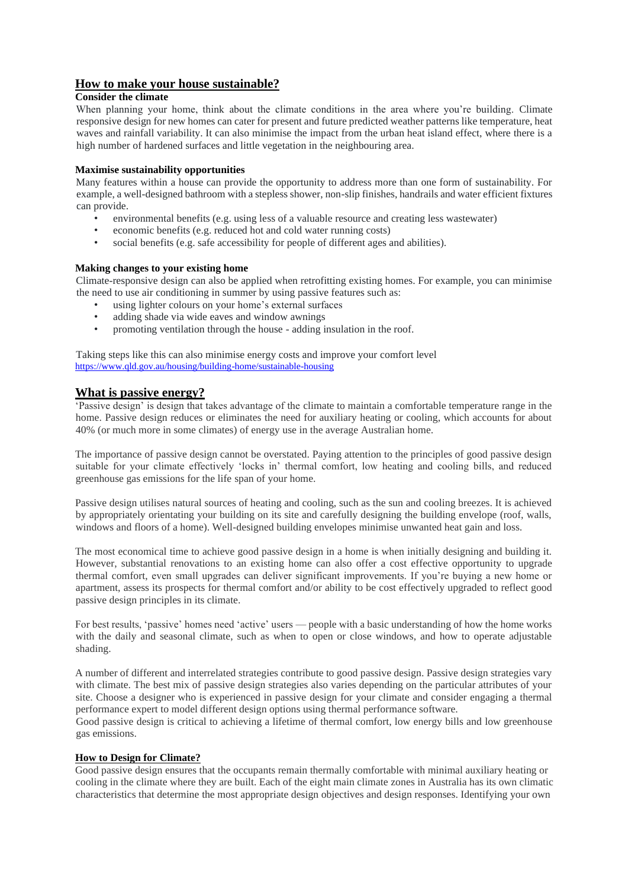## How to make your house sustainable?

**Consider the climate**

When planning your home, think about the climate conditions in the area where you're building. Climate responsive design for new homes can cater for present and future predicted weather patterns like temperature, heat waves and rainfall variability. It can also minimise the impact from the urban heat island effect, where there is a high number of hardened surfaces and little vegetation in the neighbouring area.

**Maximise sustainability opportunities**

Many features within a house can provide the opportunity to address more than one form of sustainability. For example, a well-designed bathroom with a stepless shower, non-slip finishes, handrails and water efficient fixtures can provide.

- environmental benefits (e.g. using less of a valuable resource and creating less wastewater)
- economic benefits (e.g. reduced hot and cold water running costs)
- social benefits (e.g. safe accessibility for people of different ages and abilities).

**Making changes to your existing home**

Climate-responsive design can also be applied when retrofitting existing homes. For example, you can minimise the need to use air conditioning in summer by using passive features such as:

- using lighter colours on your home's external surfaces
- adding shade via wide eaves and window awnings
- promoting ventilation through the house - adding insulation in the roof.

Taking steps like this can also minimise energy costs and improve your comfort level
https://www.qld.gov.au/housing/building-home/sustainable-housing

## What is passive energy?

'Passive design' is design that takes advantage of the climate to maintain a comfortable temperature range in the home. Passive design reduces or eliminates the need for auxiliary heating or cooling, which accounts for about 40% (or much more in some climates) of energy use in the average Australian home.

The importance of passive design cannot be overstated. Paying attention to the principles of good passive design suitable for your climate effectively 'locks in' thermal comfort, low heating and cooling bills, and reduced greenhouse gas emissions for the life span of your home.

Passive design utilises natural sources of heating and cooling, such as the sun and cooling breezes. It is achieved by appropriately orientating your building on its site and carefully designing the building envelope (roof, walls, windows and floors of a home). Well-designed building envelopes minimise unwanted heat gain and loss.

The most economical time to achieve good passive design in a home is when initially designing and building it. However, substantial renovations to an existing home can also offer a cost effective opportunity to upgrade thermal comfort, even small upgrades can deliver significant improvements. If you're buying a new home or apartment, assess its prospects for thermal comfort and/or ability to be cost effectively upgraded to reflect good passive design principles in its climate.

For best results, 'passive' homes need 'active' users — people with a basic understanding of how the home works with the daily and seasonal climate, such as when to open or close windows, and how to operate adjustable shading.

A number of different and interrelated strategies contribute to good passive design. Passive design strategies vary with climate. The best mix of passive design strategies also varies depending on the particular attributes of your site. Choose a designer who is experienced in passive design for your climate and consider engaging a thermal performance expert to model different design options using thermal performance software.
Good passive design is critical to achieving a lifetime of thermal comfort, low energy bills and low greenhouse gas emissions.

### How to Design for Climate?

Good passive design ensures that the occupants remain thermally comfortable with minimal auxiliary heating or cooling in the climate where they are built. Each of the eight main climate zones in Australia has its own climatic characteristics that determine the most appropriate design objectives and design responses. Identifying your own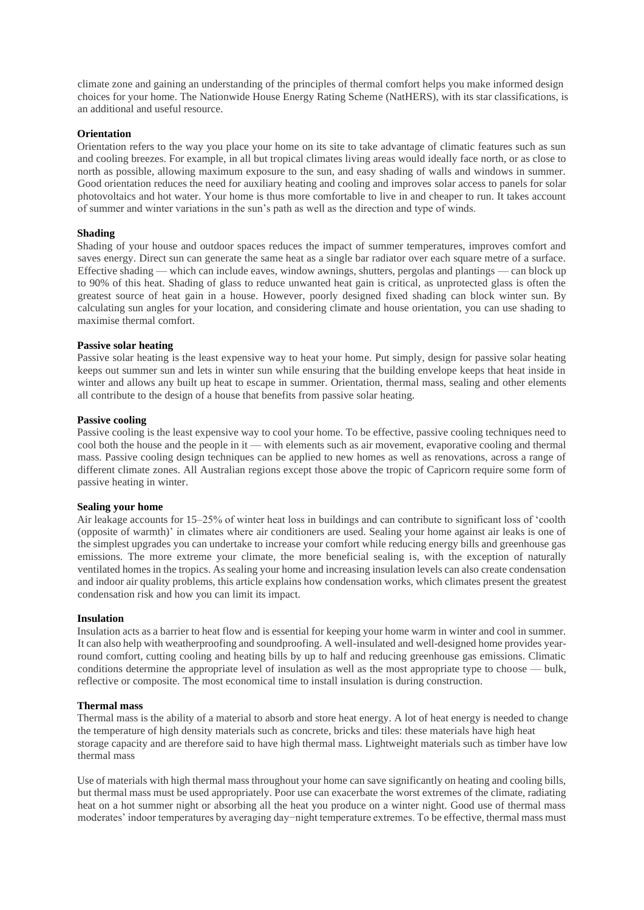climate zone and gaining an understanding of the principles of thermal comfort helps you make informed design choices for your home. The Nationwide House Energy Rating Scheme (NatHERS), with its star classifications, is an additional and useful resource.

**Orientation**

Orientation refers to the way you place your home on its site to take advantage of climatic features such as sun and cooling breezes. For example, in all but tropical climates living areas would ideally face north, or as close to north as possible, allowing maximum exposure to the sun, and easy shading of walls and windows in summer. Good orientation reduces the need for auxiliary heating and cooling and improves solar access to panels for solar photovoltaics and hot water. Your home is thus more comfortable to live in and cheaper to run. It takes account of summer and winter variations in the sun's path as well as the direction and type of winds.

**Shading**

Shading of your house and outdoor spaces reduces the impact of summer temperatures, improves comfort and saves energy. Direct sun can generate the same heat as a single bar radiator over each square metre of a surface. Effective shading — which can include eaves, window awnings, shutters, pergolas and plantings — can block up to 90% of this heat. Shading of glass to reduce unwanted heat gain is critical, as unprotected glass is often the greatest source of heat gain in a house. However, poorly designed fixed shading can block winter sun. By calculating sun angles for your location, and considering climate and house orientation, you can use shading to maximise thermal comfort.

**Passive solar heating**

Passive solar heating is the least expensive way to heat your home. Put simply, design for passive solar heating keeps out summer sun and lets in winter sun while ensuring that the building envelope keeps that heat inside in winter and allows any built up heat to escape in summer. Orientation, thermal mass, sealing and other elements all contribute to the design of a house that benefits from passive solar heating.

**Passive cooling**

Passive cooling is the least expensive way to cool your home. To be effective, passive cooling techniques need to cool both the house and the people in it — with elements such as air movement, evaporative cooling and thermal mass. Passive cooling design techniques can be applied to new homes as well as renovations, across a range of different climate zones. All Australian regions except those above the tropic of Capricorn require some form of passive heating in winter.

**Sealing your home**

Air leakage accounts for 15–25% of winter heat loss in buildings and can contribute to significant loss of 'coolth (opposite of warmth)' in climates where air conditioners are used. Sealing your home against air leaks is one of the simplest upgrades you can undertake to increase your comfort while reducing energy bills and greenhouse gas emissions. The more extreme your climate, the more beneficial sealing is, with the exception of naturally ventilated homes in the tropics. As sealing your home and increasing insulation levels can also create condensation and indoor air quality problems, this article explains how condensation works, which climates present the greatest condensation risk and how you can limit its impact.

**Insulation**

Insulation acts as a barrier to heat flow and is essential for keeping your home warm in winter and cool in summer. It can also help with weatherproofing and soundproofing. A well-insulated and well-designed home provides year-round comfort, cutting cooling and heating bills by up to half and reducing greenhouse gas emissions. Climatic conditions determine the appropriate level of insulation as well as the most appropriate type to choose — bulk, reflective or composite. The most economical time to install insulation is during construction.

**Thermal mass**

Thermal mass is the ability of a material to absorb and store heat energy. A lot of heat energy is needed to change the temperature of high density materials such as concrete, bricks and tiles: these materials have high heat storage capacity and are therefore said to have high thermal mass. Lightweight materials such as timber have low thermal mass

Use of materials with high thermal mass throughout your home can save significantly on heating and cooling bills, but thermal mass must be used appropriately. Poor use can exacerbate the worst extremes of the climate, radiating heat on a hot summer night or absorbing all the heat you produce on a winter night. Good use of thermal mass moderates' indoor temperatures by averaging day–night temperature extremes. To be effective, thermal mass must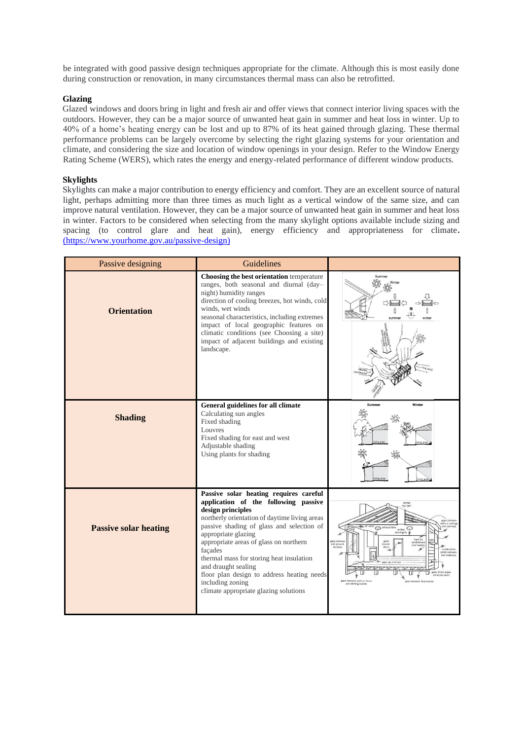be integrated with good passive design techniques appropriate for the climate. Although this is most easily done during construction or renovation, in many circumstances thermal mass can also be retrofitted.

**Glazing**

Glazed windows and doors bring in light and fresh air and offer views that connect interior living spaces with the outdoors. However, they can be a major source of unwanted heat gain in summer and heat loss in winter. Up to 40% of a home's heating energy can be lost and up to 87% of its heat gained through glazing. These thermal performance problems can be largely overcome by selecting the right glazing systems for your orientation and climate, and considering the size and location of window openings in your design. Refer to the Window Energy Rating Scheme (WERS), which rates the energy and energy-related performance of different window products.

**Skylights**

Skylights can make a major contribution to energy efficiency and comfort. They are an excellent source of natural light, perhaps admitting more than three times as much light as a vertical window of the same size, and can improve natural ventilation. However, they can be a major source of unwanted heat gain in summer and heat loss in winter. Factors to be considered when selecting from the many skylight options available include sizing and spacing (to control glare and heat gain), energy efficiency and appropriateness for climate. (https://www.yourhome.gov.au/passive-design)

| Passive designing | Guidelines | |
|---|---|---|
| **Orientation** | **Choosing the best orientation** temperature ranges, both seasonal and diurnal (day–night) humidity ranges<br>direction of cooling breezes, hot winds, cold winds, wet winds<br>seasonal characteristics, including extremes impact of local geographic features on climatic conditions (see Choosing a site)<br>impact of adjacent buildings and existing landscape. | |
| **Shading** | **General guidelines for all climate**<br>Calculating sun angles<br>Fixed shading<br>Louvres<br>Fixed shading for east and west<br>Adjustable shading<br>Using plants for shading | |
| **Passive solar heating** | **Passive solar heating requires careful application of the following passive design principles**<br>northerly orientation of daytime living areas<br>passive shading of glass and selection of appropriate glazing<br>appropriate areas of glass on northern façades<br>thermal mass for storing heat insulation and draught sealing<br>floor plan design to address heating needs including zoning<br>climate appropriate glazing solutions | |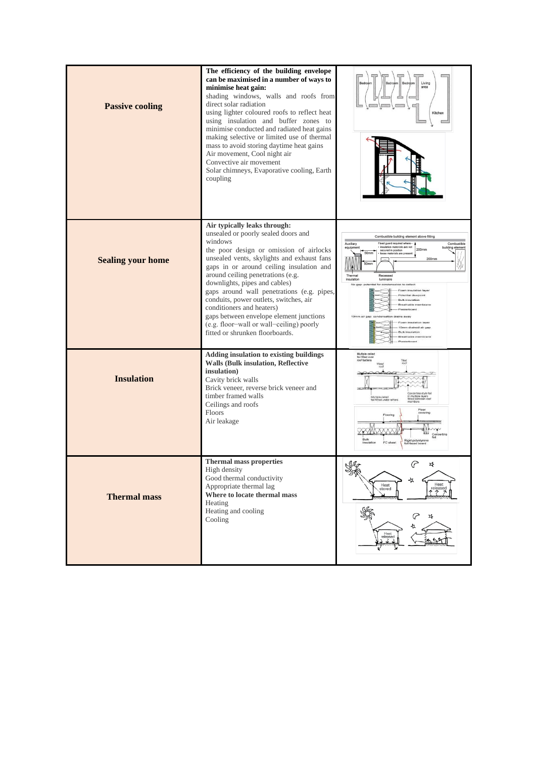| | | |
|---|---|---|
| **Passive cooling** | **The efficiency of the building envelope can be maximised in a number of ways to minimise heat gain:**<br>shading windows, walls and roofs from direct solar radiation<br>using lighter coloured roofs to reflect heat<br>using insulation and buffer zones to minimise conducted and radiated heat gains<br>making selective or limited use of thermal mass to avoid storing daytime heat gains<br>Air movement, Cool night air<br>Convective air movement<br>Solar chimneys, Evaporative cooling, Earth coupling | |
| **Sealing your home** | **Air typically leaks through:**<br>unsealed or poorly sealed doors and windows<br>the poor design or omission of airlocks<br>unsealed vents, skylights and exhaust fans<br>gaps in or around ceiling insulation and around ceiling penetrations (e.g. downlights, pipes and cables)<br>gaps around wall penetrations (e.g. pipes, conduits, power outlets, switches, air conditioners and heaters)<br>gaps between envelope element junctions (e.g. floor–wall or wall–ceiling) poorly fitted or shrunken floorboards. | |
| **Insulation** | **Adding insulation to existing buildings**<br>**Walls (Bulk insulation, Reflective insulation)**<br>Cavity brick walls<br>Brick veneer, reverse brick veneer and timber framed walls<br>Ceilings and roofs<br>Floors<br>Air leakage | |
| **Thermal mass** | **Thermal mass properties**<br>High density<br>Good thermal conductivity<br>Appropriate thermal lag<br>**Where to locate thermal mass**<br>Heating<br>Heating and cooling<br>Cooling | |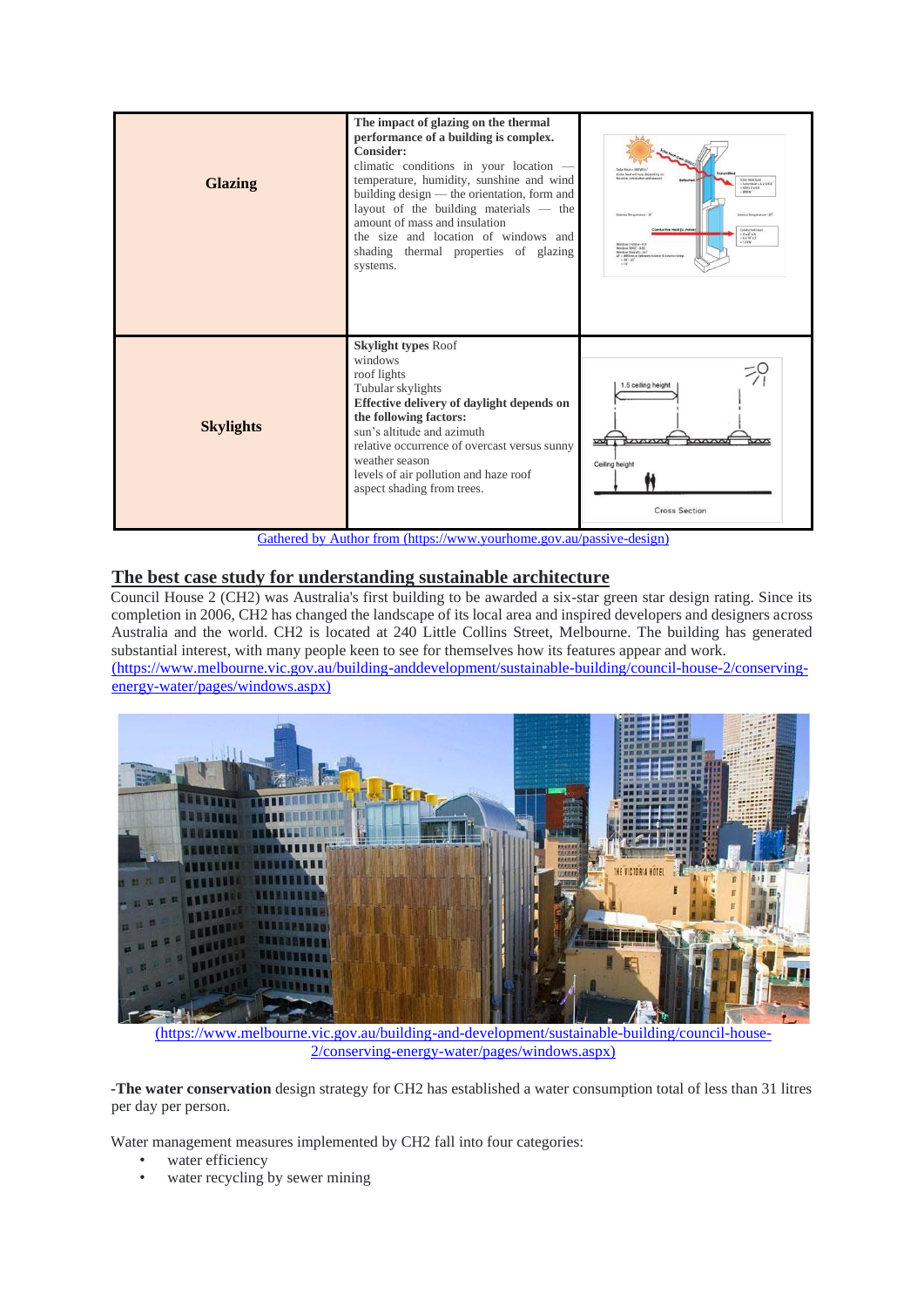| | | |
|---|---|---|
| **Glazing** | **The impact of glazing on the thermal performance of a building is complex. Consider:** climatic conditions in your location — temperature, humidity, sunshine and wind building design — the orientation, form and layout of the building materials — the amount of mass and insulation the size and location of windows and shading thermal properties of glazing systems. | |
| **Skylights** | **Skylight types** Roof windows roof lights Tubular skylights **Effective delivery of daylight depends on the following factors:** sun's altitude and azimuth relative occurrence of overcast versus sunny weather season levels of air pollution and haze roof aspect shading from trees. | |

Gathered by Author from (https://www.yourhome.gov.au/passive-design)

## The best case study for understanding sustainable architecture

Council House 2 (CH2) was Australia's first building to be awarded a six-star green star design rating. Since its completion in 2006, CH2 has changed the landscape of its local area and inspired developers and designers across Australia and the world. CH2 is located at 240 Little Collins Street, Melbourne. The building has generated substantial interest, with many people keen to see for themselves how its features appear and work.
(https://www.melbourne.vic.gov.au/building-anddevelopment/sustainable-building/council-house-2/conserving-energy-water/pages/windows.aspx)

(https://www.melbourne.vic.gov.au/building-and-development/sustainable-building/council-house-2/conserving-energy-water/pages/windows.aspx)

-**The water conservation** design strategy for CH2 has established a water consumption total of less than 31 litres per day per person.

Water management measures implemented by CH2 fall into four categories:

- water efficiency
- water recycling by sewer mining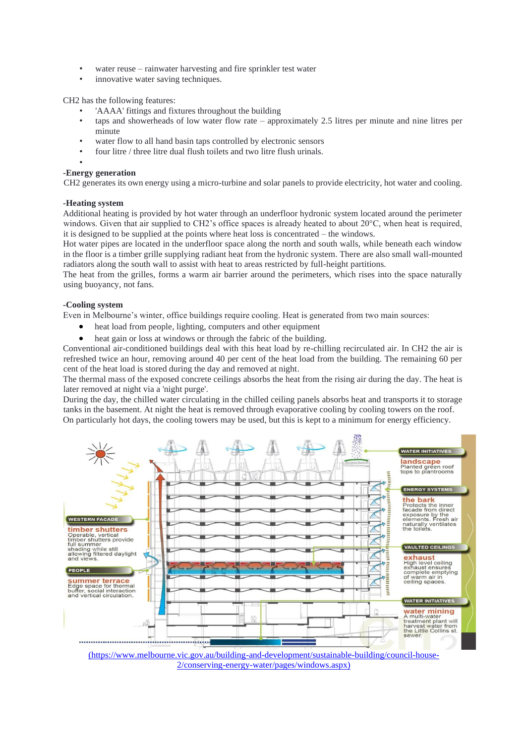- water reuse – rainwater harvesting and fire sprinkler test water
- innovative water saving techniques.

CH2 has the following features:

- 'AAAA' fittings and fixtures throughout the building
- taps and showerheads of low water flow rate – approximately 2.5 litres per minute and nine litres per minute
- water flow to all hand basin taps controlled by electronic sensors
- four litre / three litre dual flush toilets and two litre flush urinals.

**-Energy generation**

CH2 generates its own energy using a micro-turbine and solar panels to provide electricity, hot water and cooling.

**-Heating system**

Additional heating is provided by hot water through an underfloor hydronic system located around the perimeter windows. Given that air supplied to CH2's office spaces is already heated to about 20°C, when heat is required, it is designed to be supplied at the points where heat loss is concentrated – the windows.

Hot water pipes are located in the underfloor space along the north and south walls, while beneath each window in the floor is a timber grille supplying radiant heat from the hydronic system. There are also small wall-mounted radiators along the south wall to assist with heat to areas restricted by full-height partitions.

The heat from the grilles, forms a warm air barrier around the perimeters, which rises into the space naturally using buoyancy, not fans.

**-Cooling system**

Even in Melbourne's winter, office buildings require cooling. Heat is generated from two main sources:

- heat load from people, lighting, computers and other equipment
- heat gain or loss at windows or through the fabric of the building.

Conventional air-conditioned buildings deal with this heat load by re-chilling recirculated air. In CH2 the air is refreshed twice an hour, removing around 40 per cent of the heat load from the building. The remaining 60 per cent of the heat load is stored during the day and removed at night.

The thermal mass of the exposed concrete ceilings absorbs the heat from the rising air during the day. The heat is later removed at night via a 'night purge'.

During the day, the chilled water circulating in the chilled ceiling panels absorbs heat and transports it to storage tanks in the basement. At night the heat is removed through evaporative cooling by cooling towers on the roof. On particularly hot days, the cooling towers may be used, but this is kept to a minimum for energy efficiency.

[(https://www.melbourne.vic.gov.au/building-and-development/sustainable-building/council-house-2/conserving-energy-water/pages/windows.aspx)](https://www.melbourne.vic.gov.au/building-and-development/sustainable-building/council-house-2/conserving-energy-water/pages/windows.aspx)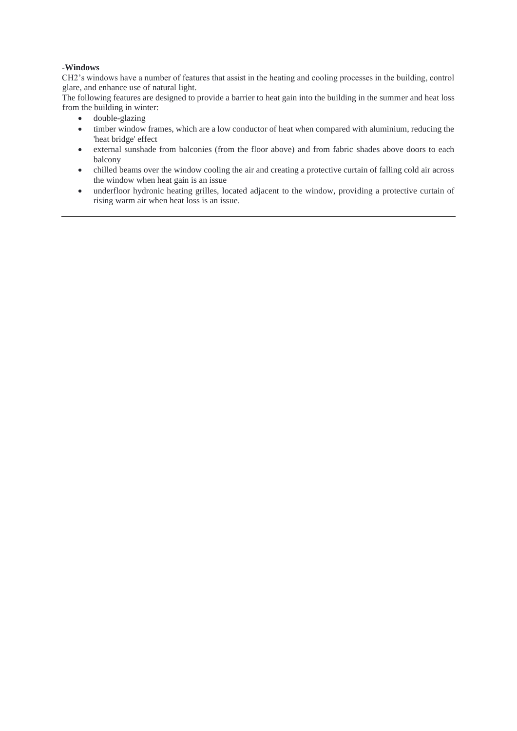**-Windows**

CH2's windows have a number of features that assist in the heating and cooling processes in the building, control glare, and enhance use of natural light.

The following features are designed to provide a barrier to heat gain into the building in the summer and heat loss from the building in winter:

- double-glazing
- timber window frames, which are a low conductor of heat when compared with aluminium, reducing the 'heat bridge' effect
- external sunshade from balconies (from the floor above) and from fabric shades above doors to each balcony
- chilled beams over the window cooling the air and creating a protective curtain of falling cold air across the window when heat gain is an issue
- underfloor hydronic heating grilles, located adjacent to the window, providing a protective curtain of rising warm air when heat loss is an issue.

---